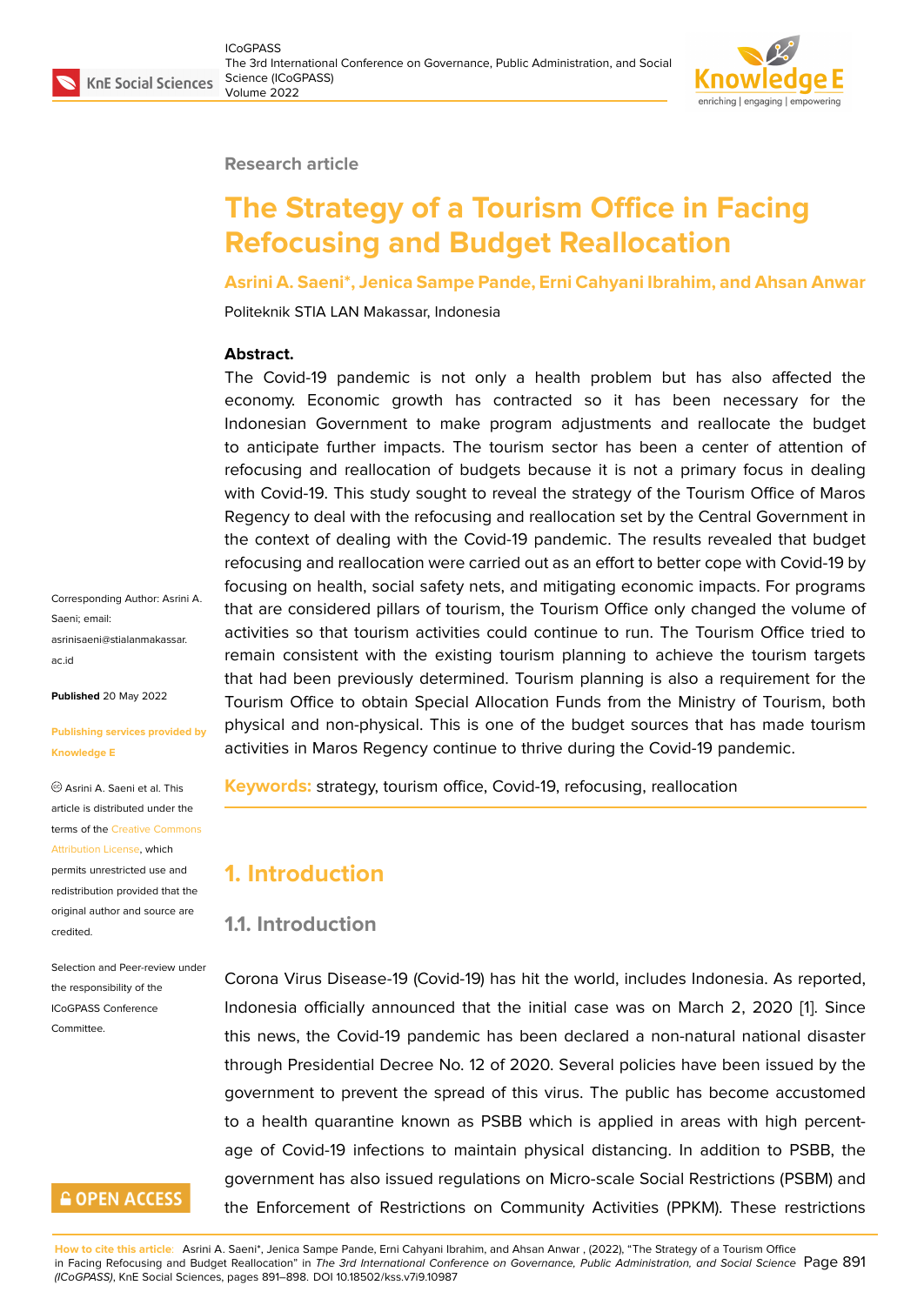Research article

# The Strategy of a Tourism Office in Facing Refocusing and Budget Reallocation

**Asrini A. Saeni*, Jenica Sampe Pande, Erni Cahyani Ibrahim, and Ahsan Anwar**

Politeknik STIA LAN Makassar, Indonesia

**Abstract.**
The Covid-19 pandemic is not only a health problem but has also affected the economy. Economic growth has contracted so it has been necessary for the Indonesian Government to make program adjustments and reallocate the budget to anticipate further impacts. The tourism sector has been a center of attention of refocusing and reallocation of budgets because it is not a primary focus in dealing with Covid-19. This study sought to reveal the strategy of the Tourism Office of Maros Regency to deal with the refocusing and reallocation set by the Central Government in the context of dealing with the Covid-19 pandemic. The results revealed that budget refocusing and reallocation were carried out as an effort to better cope with Covid-19 by focusing on health, social safety nets, and mitigating economic impacts. For programs that are considered pillars of tourism, the Tourism Office only changed the volume of activities so that tourism activities could continue to run. The Tourism Office tried to remain consistent with the existing tourism planning to achieve the tourism targets that had been previously determined. Tourism planning is also a requirement for the Tourism Office to obtain Special Allocation Funds from the Ministry of Tourism, both physical and non-physical. This is one of the budget sources that has made tourism activities in Maros Regency continue to thrive during the Covid-19 pandemic.

**Keywords:** strategy, tourism office, Covid-19, refocusing, reallocation

Corresponding Author: Asrini A. Saeni; email: asrinisaeni@stialanmakassar.ac.id

**Published** 20 May 2022

**Publishing services provided by Knowledge E**

© Asrini A. Saeni et al. This article is distributed under the terms of the Creative Commons Attribution License, which permits unrestricted use and redistribution provided that the original author and source are credited.

Selection and Peer-review under the responsibility of the ICoGPASS Conference Committee.

## 1. Introduction

### 1.1. Introduction

Corona Virus Disease-19 (Covid-19) has hit the world, includes Indonesia. As reported, Indonesia officially announced that the initial case was on March 2, 2020 [1]. Since this news, the Covid-19 pandemic has been declared a non-natural national disaster through Presidential Decree No. 12 of 2020. Several policies have been issued by the government to prevent the spread of this virus. The public has become accustomed to a health quarantine known as PSBB which is applied in areas with high percentage of Covid-19 infections to maintain physical distancing. In addition to PSBB, the government has also issued regulations on Micro-scale Social Restrictions (PSBM) and the Enforcement of Restrictions on Community Activities (PPKM). These restrictions

**How to cite this article**: Asrini A. Saeni*, Jenica Sampe Pande, Erni Cahyani Ibrahim, and Ahsan Anwar , (2022), "The Strategy of a Tourism Office in Facing Refocusing and Budget Reallocation" in *The 3rd International Conference on Governance, Public Administration, and Social Science (ICoGPASS)*, KnE Social Sciences, pages 891–898. DOI 10.18502/kss.v7i9.10987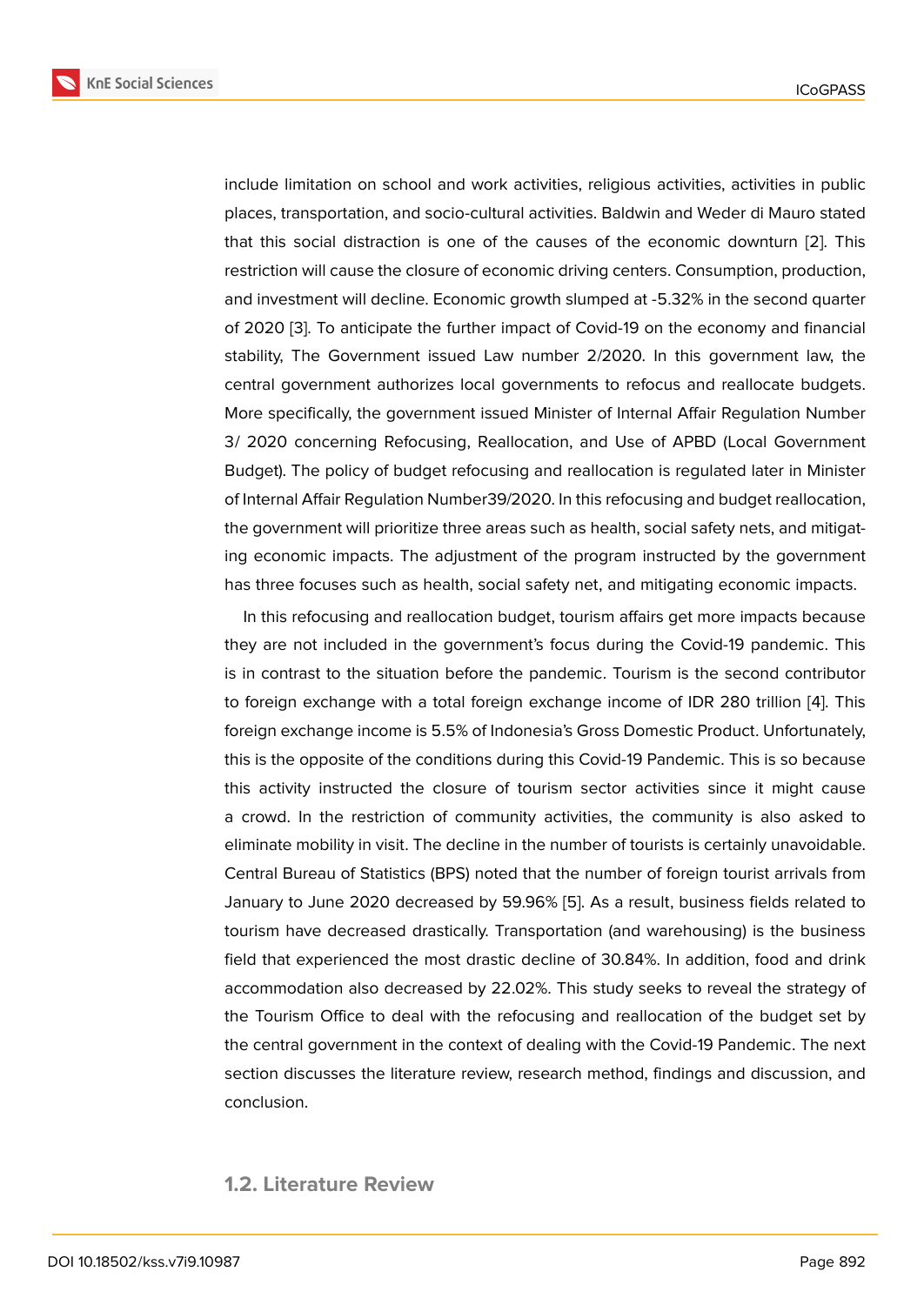include limitation on school and work activities, religious activities, activities in public places, transportation, and socio-cultural activities. Baldwin and Weder di Mauro stated that this social distraction is one of the causes of the economic downturn [2]. This restriction will cause the closure of economic driving centers. Consumption, production, and investment will decline. Economic growth slumped at -5.32% in the second quarter of 2020 [3]. To anticipate the further impact of Covid-19 on the economy and financial stability, The Government issued Law number 2/2020. In this government law, the central government authorizes local governments to refocus and reallocate budgets. More specifically, the government issued Minister of Internal Affair Regulation Number 3/ 2020 concerning Refocusing, Reallocation, and Use of APBD (Local Government Budget). The policy of budget refocusing and reallocation is regulated later in Minister of Internal Affair Regulation Number39/2020. In this refocusing and budget reallocation, the government will prioritize three areas such as health, social safety nets, and mitigating economic impacts. The adjustment of the program instructed by the government has three focuses such as health, social safety net, and mitigating economic impacts.

In this refocusing and reallocation budget, tourism affairs get more impacts because they are not included in the government's focus during the Covid-19 pandemic. This is in contrast to the situation before the pandemic. Tourism is the second contributor to foreign exchange with a total foreign exchange income of IDR 280 trillion [4]. This foreign exchange income is 5.5% of Indonesia's Gross Domestic Product. Unfortunately, this is the opposite of the conditions during this Covid-19 Pandemic. This is so because this activity instructed the closure of tourism sector activities since it might cause a crowd. In the restriction of community activities, the community is also asked to eliminate mobility in visit. The decline in the number of tourists is certainly unavoidable. Central Bureau of Statistics (BPS) noted that the number of foreign tourist arrivals from January to June 2020 decreased by 59.96% [5]. As a result, business fields related to tourism have decreased drastically. Transportation (and warehousing) is the business field that experienced the most drastic decline of 30.84%. In addition, food and drink accommodation also decreased by 22.02%. This study seeks to reveal the strategy of the Tourism Office to deal with the refocusing and reallocation of the budget set by the central government in the context of dealing with the Covid-19 Pandemic. The next section discusses the literature review, research method, findings and discussion, and conclusion.

### 1.2. Literature Review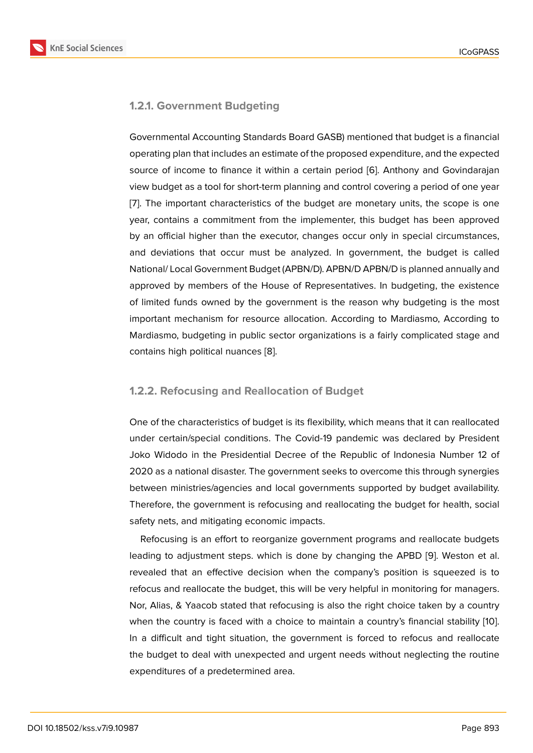#### 1.2.1. Government Budgeting

Governmental Accounting Standards Board GASB) mentioned that budget is a financial operating plan that includes an estimate of the proposed expenditure, and the expected source of income to finance it within a certain period [6]. Anthony and Govindarajan view budget as a tool for short-term planning and control covering a period of one year [7]. The important characteristics of the budget are monetary units, the scope is one year, contains a commitment from the implementer, this budget has been approved by an official higher than the executor, changes occur only in special circumstances, and deviations that occur must be analyzed. In government, the budget is called National/ Local Government Budget (APBN/D). APBN/D APBN/D is planned annually and approved by members of the House of Representatives. In budgeting, the existence of limited funds owned by the government is the reason why budgeting is the most important mechanism for resource allocation. According to Mardiasmo, According to Mardiasmo, budgeting in public sector organizations is a fairly complicated stage and contains high political nuances [8].

#### 1.2.2. Refocusing and Reallocation of Budget

One of the characteristics of budget is its flexibility, which means that it can reallocated under certain/special conditions. The Covid-19 pandemic was declared by President Joko Widodo in the Presidential Decree of the Republic of Indonesia Number 12 of 2020 as a national disaster. The government seeks to overcome this through synergies between ministries/agencies and local governments supported by budget availability. Therefore, the government is refocusing and reallocating the budget for health, social safety nets, and mitigating economic impacts.

Refocusing is an effort to reorganize government programs and reallocate budgets leading to adjustment steps. which is done by changing the APBD [9]. Weston et al. revealed that an effective decision when the company's position is squeezed is to refocus and reallocate the budget, this will be very helpful in monitoring for managers. Nor, Alias, & Yaacob stated that refocusing is also the right choice taken by a country when the country is faced with a choice to maintain a country's financial stability [10]. In a difficult and tight situation, the government is forced to refocus and reallocate the budget to deal with unexpected and urgent needs without neglecting the routine expenditures of a predetermined area.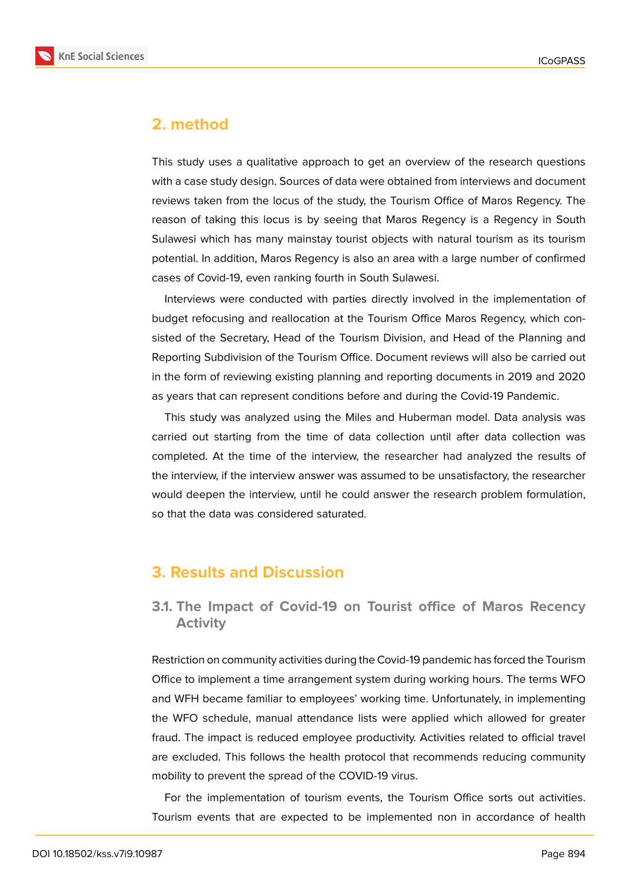## 2. method

This study uses a qualitative approach to get an overview of the research questions with a case study design. Sources of data were obtained from interviews and document reviews taken from the locus of the study, the Tourism Office of Maros Regency. The reason of taking this locus is by seeing that Maros Regency is a Regency in South Sulawesi which has many mainstay tourist objects with natural tourism as its tourism potential. In addition, Maros Regency is also an area with a large number of confirmed cases of Covid-19, even ranking fourth in South Sulawesi.

Interviews were conducted with parties directly involved in the implementation of budget refocusing and reallocation at the Tourism Office Maros Regency, which consisted of the Secretary, Head of the Tourism Division, and Head of the Planning and Reporting Subdivision of the Tourism Office. Document reviews will also be carried out in the form of reviewing existing planning and reporting documents in 2019 and 2020 as years that can represent conditions before and during the Covid-19 Pandemic.

This study was analyzed using the Miles and Huberman model. Data analysis was carried out starting from the time of data collection until after data collection was completed. At the time of the interview, the researcher had analyzed the results of the interview, if the interview answer was assumed to be unsatisfactory, the researcher would deepen the interview, until he could answer the research problem formulation, so that the data was considered saturated.

## 3. Results and Discussion

### 3.1. The Impact of Covid-19 on Tourist office of Maros Recency Activity

Restriction on community activities during the Covid-19 pandemic has forced the Tourism Office to implement a time arrangement system during working hours. The terms WFO and WFH became familiar to employees' working time. Unfortunately, in implementing the WFO schedule, manual attendance lists were applied which allowed for greater fraud. The impact is reduced employee productivity. Activities related to official travel are excluded. This follows the health protocol that recommends reducing community mobility to prevent the spread of the COVID-19 virus.

For the implementation of tourism events, the Tourism Office sorts out activities. Tourism events that are expected to be implemented non in accordance of health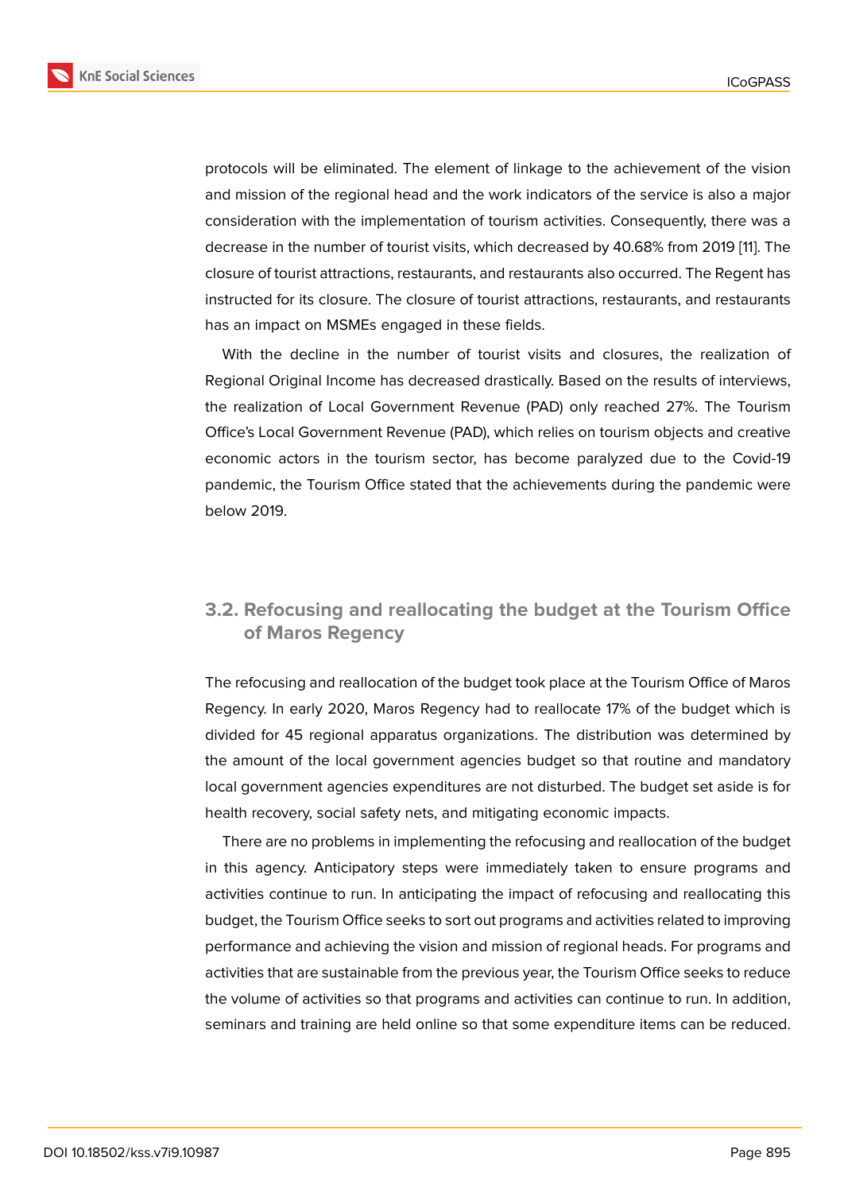protocols will be eliminated. The element of linkage to the achievement of the vision and mission of the regional head and the work indicators of the service is also a major consideration with the implementation of tourism activities. Consequently, there was a decrease in the number of tourist visits, which decreased by 40.68% from 2019 [11]. The closure of tourist attractions, restaurants, and restaurants also occurred. The Regent has instructed for its closure. The closure of tourist attractions, restaurants, and restaurants has an impact on MSMEs engaged in these fields.

With the decline in the number of tourist visits and closures, the realization of Regional Original Income has decreased drastically. Based on the results of interviews, the realization of Local Government Revenue (PAD) only reached 27%. The Tourism Office's Local Government Revenue (PAD), which relies on tourism objects and creative economic actors in the tourism sector, has become paralyzed due to the Covid-19 pandemic, the Tourism Office stated that the achievements during the pandemic were below 2019.

## 3.2. Refocusing and reallocating the budget at the Tourism Office of Maros Regency

The refocusing and reallocation of the budget took place at the Tourism Office of Maros Regency. In early 2020, Maros Regency had to reallocate 17% of the budget which is divided for 45 regional apparatus organizations. The distribution was determined by the amount of the local government agencies budget so that routine and mandatory local government agencies expenditures are not disturbed. The budget set aside is for health recovery, social safety nets, and mitigating economic impacts.

There are no problems in implementing the refocusing and reallocation of the budget in this agency. Anticipatory steps were immediately taken to ensure programs and activities continue to run. In anticipating the impact of refocusing and reallocating this budget, the Tourism Office seeks to sort out programs and activities related to improving performance and achieving the vision and mission of regional heads. For programs and activities that are sustainable from the previous year, the Tourism Office seeks to reduce the volume of activities so that programs and activities can continue to run. In addition, seminars and training are held online so that some expenditure items can be reduced.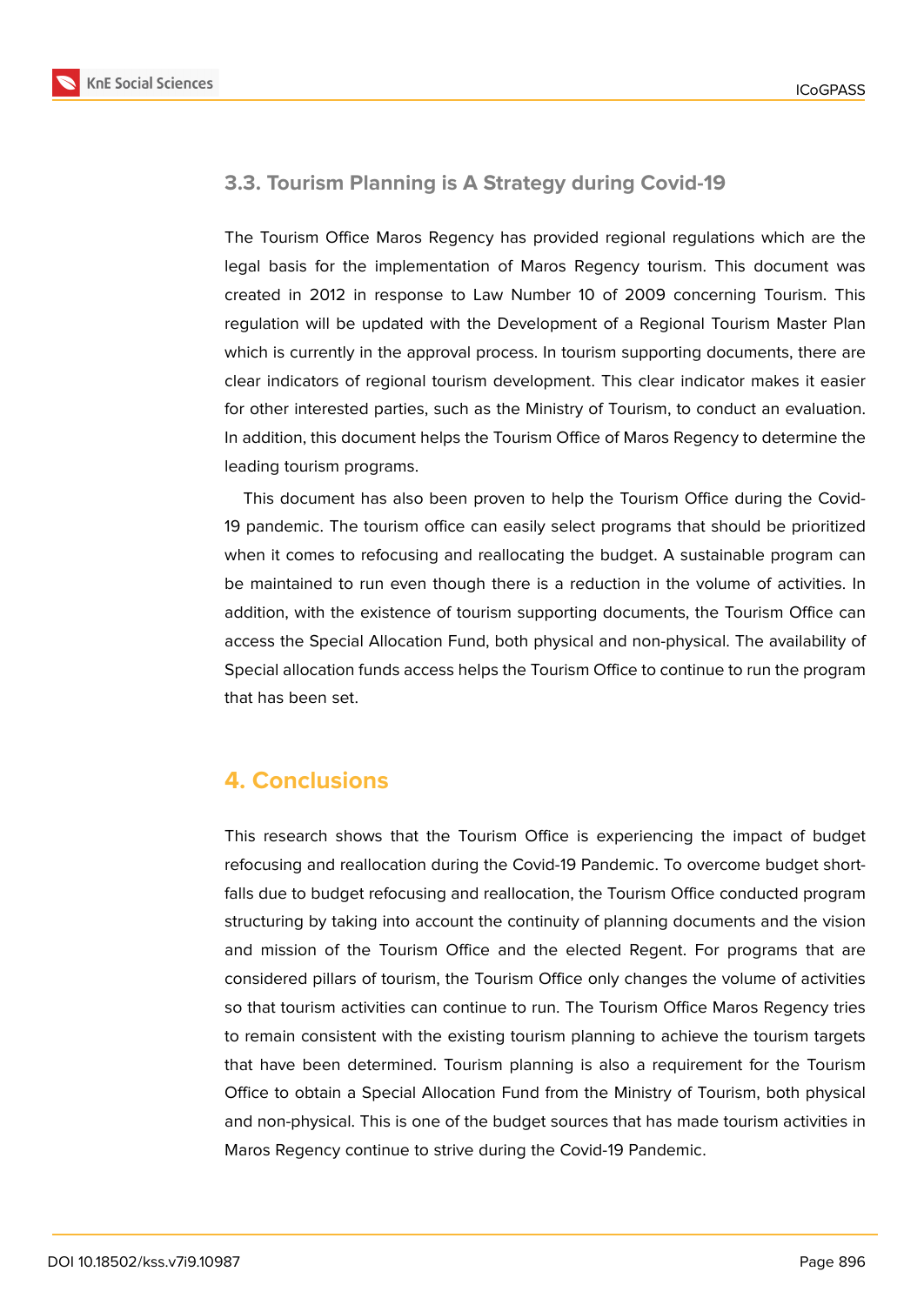### 3.3. Tourism Planning is A Strategy during Covid-19

The Tourism Office Maros Regency has provided regional regulations which are the legal basis for the implementation of Maros Regency tourism. This document was created in 2012 in response to Law Number 10 of 2009 concerning Tourism. This regulation will be updated with the Development of a Regional Tourism Master Plan which is currently in the approval process. In tourism supporting documents, there are clear indicators of regional tourism development. This clear indicator makes it easier for other interested parties, such as the Ministry of Tourism, to conduct an evaluation. In addition, this document helps the Tourism Office of Maros Regency to determine the leading tourism programs.

This document has also been proven to help the Tourism Office during the Covid-19 pandemic. The tourism office can easily select programs that should be prioritized when it comes to refocusing and reallocating the budget. A sustainable program can be maintained to run even though there is a reduction in the volume of activities. In addition, with the existence of tourism supporting documents, the Tourism Office can access the Special Allocation Fund, both physical and non-physical. The availability of Special allocation funds access helps the Tourism Office to continue to run the program that has been set.

## 4. Conclusions

This research shows that the Tourism Office is experiencing the impact of budget refocusing and reallocation during the Covid-19 Pandemic. To overcome budget short-falls due to budget refocusing and reallocation, the Tourism Office conducted program structuring by taking into account the continuity of planning documents and the vision and mission of the Tourism Office and the elected Regent. For programs that are considered pillars of tourism, the Tourism Office only changes the volume of activities so that tourism activities can continue to run. The Tourism Office Maros Regency tries to remain consistent with the existing tourism planning to achieve the tourism targets that have been determined. Tourism planning is also a requirement for the Tourism Office to obtain a Special Allocation Fund from the Ministry of Tourism, both physical and non-physical. This is one of the budget sources that has made tourism activities in Maros Regency continue to strive during the Covid-19 Pandemic.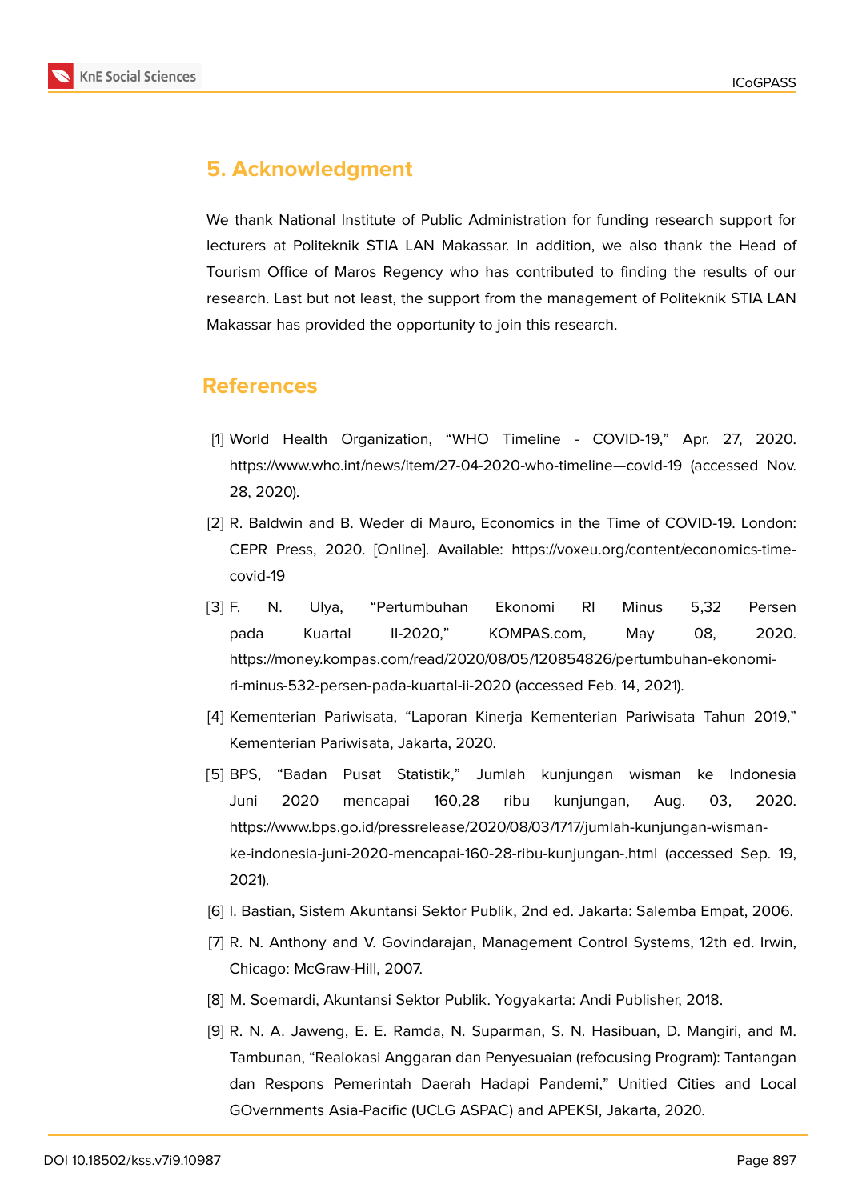## 5. Acknowledgment

We thank National Institute of Public Administration for funding research support for lecturers at Politeknik STIA LAN Makassar. In addition, we also thank the Head of Tourism Office of Maros Regency who has contributed to finding the results of our research. Last but not least, the support from the management of Politeknik STIA LAN Makassar has provided the opportunity to join this research.

## References

[1] World Health Organization, “WHO Timeline - COVID-19,” Apr. 27, 2020. https://www.who.int/news/item/27-04-2020-who-timeline—covid-19 (accessed Nov. 28, 2020).

[2] R. Baldwin and B. Weder di Mauro, Economics in the Time of COVID-19. London: CEPR Press, 2020. [Online]. Available: https://voxeu.org/content/economics-time-covid-19

[3] F. N. Ulya, “Pertumbuhan Ekonomi RI Minus 5,32 Persen pada Kuartal II-2020,” KOMPAS.com, May 08, 2020. https://money.kompas.com/read/2020/08/05/120854826/pertumbuhan-ekonomi-ri-minus-532-persen-pada-kuartal-ii-2020 (accessed Feb. 14, 2021).

[4] Kementerian Pariwisata, “Laporan Kinerja Kementerian Pariwisata Tahun 2019,” Kementerian Pariwisata, Jakarta, 2020.

[5] BPS, “Badan Pusat Statistik,” Jumlah kunjungan wisman ke Indonesia Juni 2020 mencapai 160,28 ribu kunjungan, Aug. 03, 2020. https://www.bps.go.id/pressrelease/2020/08/03/1717/jumlah-kunjungan-wisman-ke-indonesia-juni-2020-mencapai-160-28-ribu-kunjungan-.html (accessed Sep. 19, 2021).

[6] I. Bastian, Sistem Akuntansi Sektor Publik, 2nd ed. Jakarta: Salemba Empat, 2006.

[7] R. N. Anthony and V. Govindarajan, Management Control Systems, 12th ed. Irwin, Chicago: McGraw-Hill, 2007.

[8] M. Soemardi, Akuntansi Sektor Publik. Yogyakarta: Andi Publisher, 2018.

[9] R. N. A. Jaweng, E. E. Ramda, N. Suparman, S. N. Hasibuan, D. Mangiri, and M. Tambunan, “Realokasi Anggaran dan Penyesuaian (refocusing Program): Tantangan dan Respons Pemerintah Daerah Hadapi Pandemi,” Unitied Cities and Local GOvernments Asia-Pacific (UCLG ASPAC) and APEKSI, Jakarta, 2020.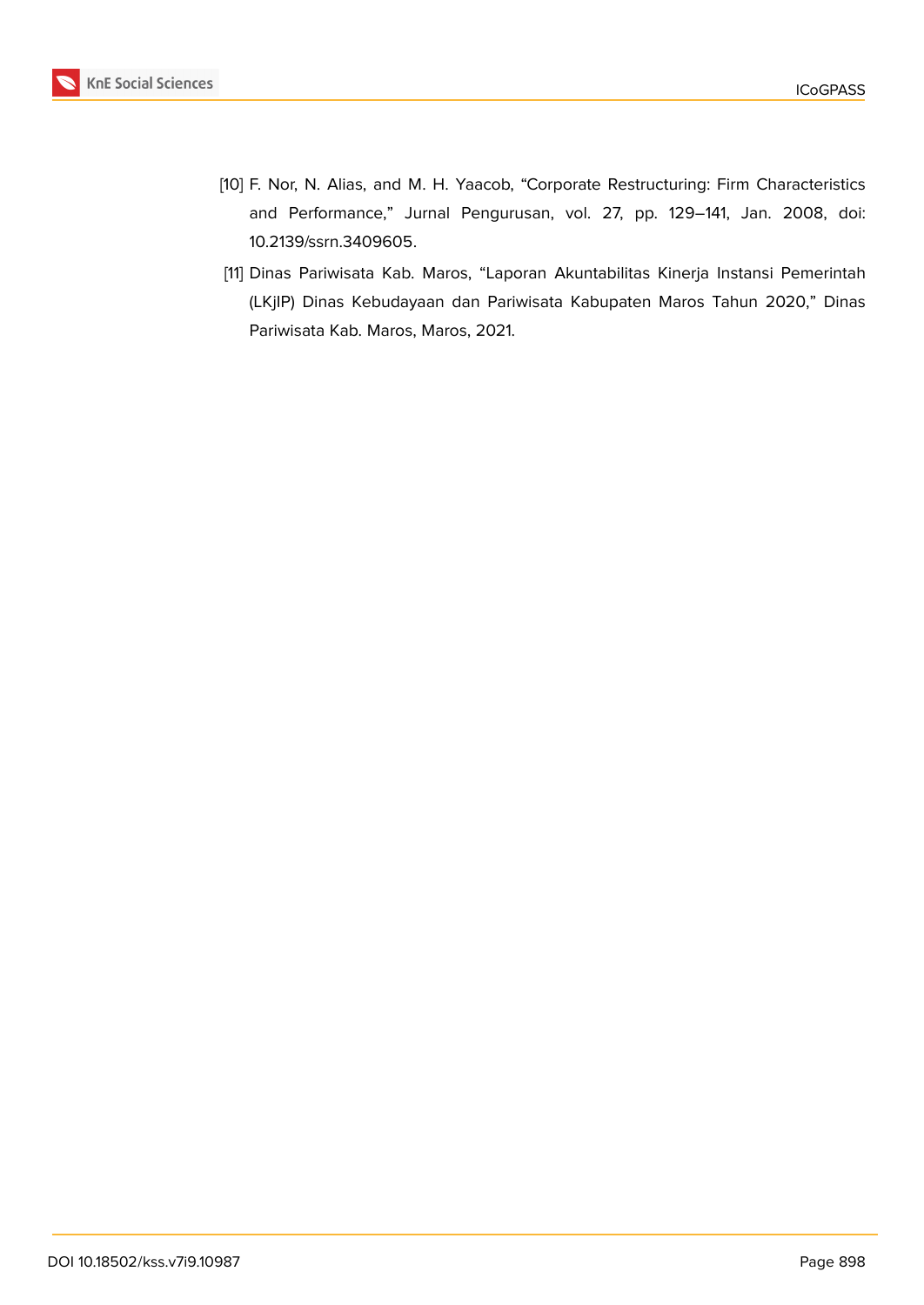[10] F. Nor, N. Alias, and M. H. Yaacob, “Corporate Restructuring: Firm Characteristics and Performance,” Jurnal Pengurusan, vol. 27, pp. 129–141, Jan. 2008, doi: 10.2139/ssrn.3409605.

[11] Dinas Pariwisata Kab. Maros, “Laporan Akuntabilitas Kinerja Instansi Pemerintah (LKjIP) Dinas Kebudayaan dan Pariwisata Kabupaten Maros Tahun 2020,” Dinas Pariwisata Kab. Maros, Maros, 2021.